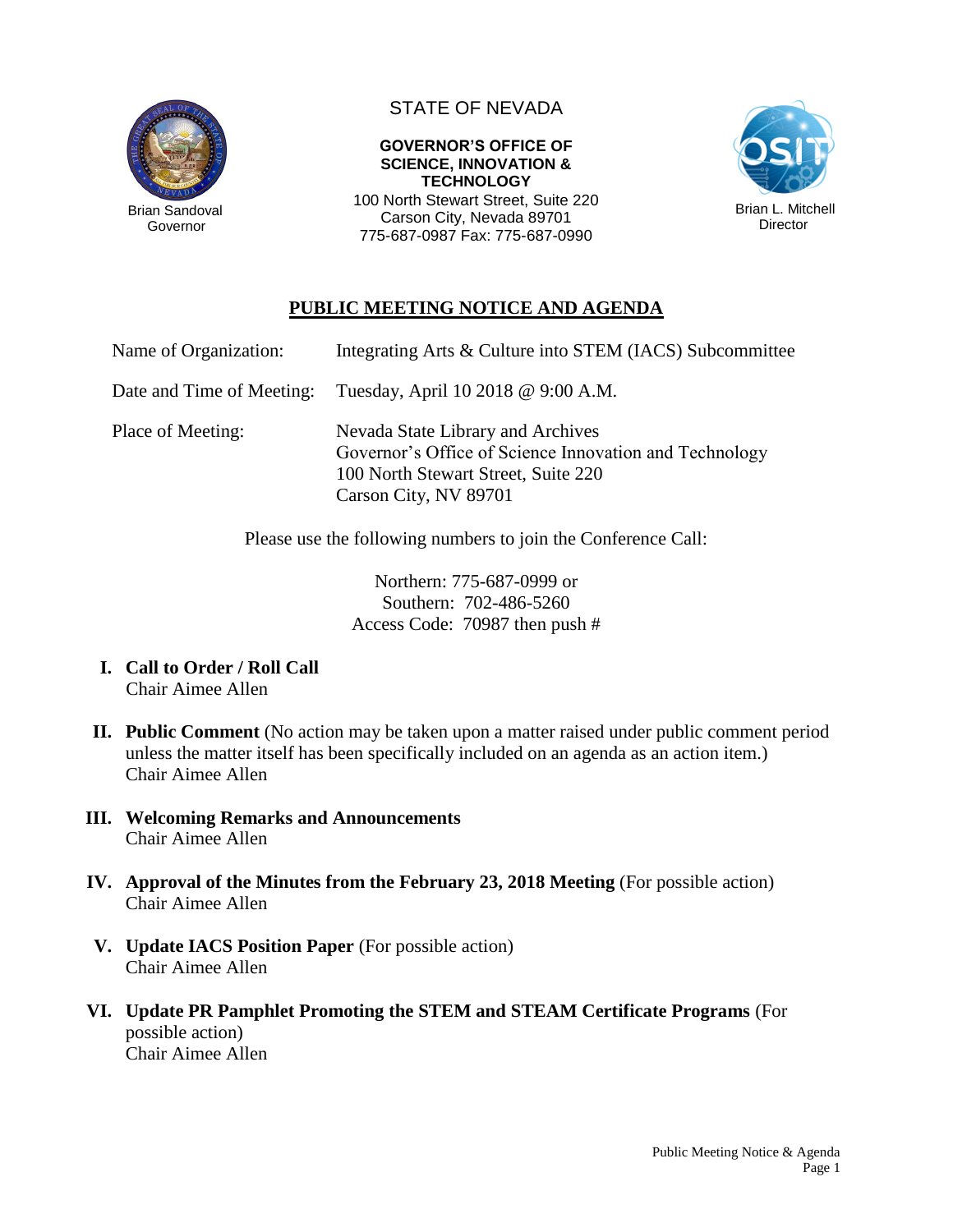Brian Sandoval
Governor

STATE OF NEVADA

**GOVERNOR'S OFFICE OF SCIENCE, INNOVATION & TECHNOLOGY**

100 North Stewart Street, Suite 220
Carson City, Nevada 89701
775-687-0987 Fax: 775-687-0990

Brian L. Mitchell
Director

# PUBLIC MEETING NOTICE AND AGENDA

| | |
|---|---|
| Name of Organization: | Integrating Arts & Culture into STEM (IACS) Subcommittee |
| Date and Time of Meeting: | Tuesday, April 10 2018 @ 9:00 A.M. |
| Place of Meeting: | Nevada State Library and Archives<br>Governor's Office of Science Innovation and Technology<br>100 North Stewart Street, Suite 220<br>Carson City, NV 89701 |

Please use the following numbers to join the Conference Call:

Northern: 775-687-0999 or
Southern: 702-486-5260
Access Code: 70987 then push #

I. **Call to Order / Roll Call**
Chair Aimee Allen

II. **Public Comment** (No action may be taken upon a matter raised under public comment period unless the matter itself has been specifically included on an agenda as an action item.)
Chair Aimee Allen

III. **Welcoming Remarks and Announcements**
Chair Aimee Allen

IV. **Approval of the Minutes from the February 23, 2018 Meeting** (For possible action)
Chair Aimee Allen

V. **Update IACS Position Paper** (For possible action)
Chair Aimee Allen

VI. **Update PR Pamphlet Promoting the STEM and STEAM Certificate Programs** (For possible action)
Chair Aimee Allen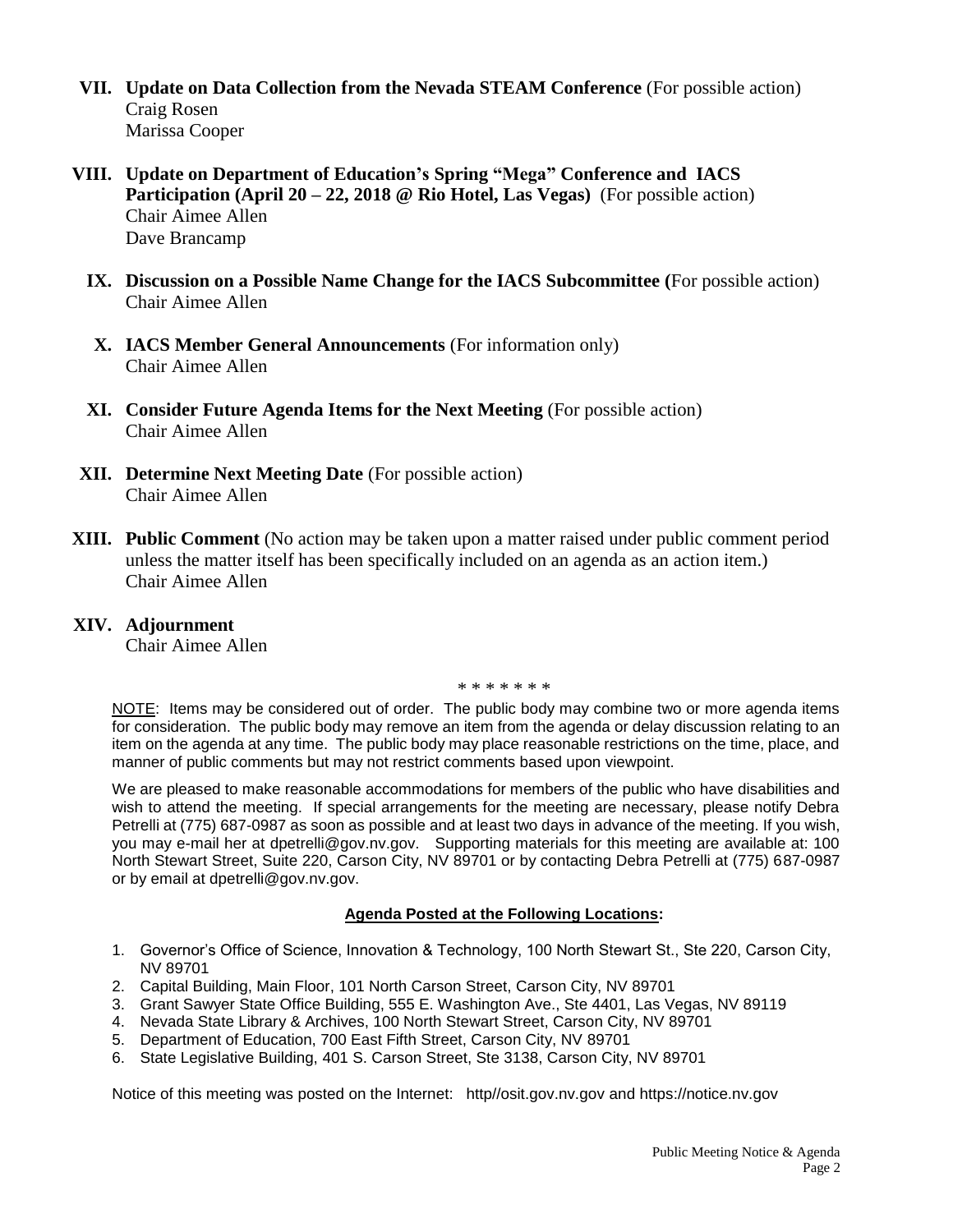**VII. Update on Data Collection from the Nevada STEAM Conference** (For possible action)
Craig Rosen
Marissa Cooper

**VIII. Update on Department of Education's Spring "Mega" Conference and IACS Participation (April 20 – 22, 2018 @ Rio Hotel, Las Vegas)** (For possible action)
Chair Aimee Allen
Dave Brancamp

**IX. Discussion on a Possible Name Change for the IACS Subcommittee (**For possible action)
Chair Aimee Allen

**X. IACS Member General Announcements** (For information only)
Chair Aimee Allen

**XI. Consider Future Agenda Items for the Next Meeting** (For possible action)
Chair Aimee Allen

**XII. Determine Next Meeting Date** (For possible action)
Chair Aimee Allen

**XIII. Public Comment** (No action may be taken upon a matter raised under public comment period unless the matter itself has been specifically included on an agenda as an action item.)
Chair Aimee Allen

**XIV. Adjournment**
Chair Aimee Allen

\* \* \* \* \* \* \*

NOTE: Items may be considered out of order. The public body may combine two or more agenda items for consideration. The public body may remove an item from the agenda or delay discussion relating to an item on the agenda at any time. The public body may place reasonable restrictions on the time, place, and manner of public comments but may not restrict comments based upon viewpoint.

We are pleased to make reasonable accommodations for members of the public who have disabilities and wish to attend the meeting. If special arrangements for the meeting are necessary, please notify Debra Petrelli at (775) 687-0987 as soon as possible and at least two days in advance of the meeting. If you wish, you may e-mail her at dpetrelli@gov.nv.gov. Supporting materials for this meeting are available at: 100 North Stewart Street, Suite 220, Carson City, NV 89701 or by contacting Debra Petrelli at (775) 687-0987 or by email at dpetrelli@gov.nv.gov.

**Agenda Posted at the Following Locations:**

1. Governor's Office of Science, Innovation & Technology, 100 North Stewart St., Ste 220, Carson City, NV 89701
2. Capital Building, Main Floor, 101 North Carson Street, Carson City, NV 89701
3. Grant Sawyer State Office Building, 555 E. Washington Ave., Ste 4401, Las Vegas, NV 89119
4. Nevada State Library & Archives, 100 North Stewart Street, Carson City, NV 89701
5. Department of Education, 700 East Fifth Street, Carson City, NV 89701
6. State Legislative Building, 401 S. Carson Street, Ste 3138, Carson City, NV 89701

Notice of this meeting was posted on the Internet: http//osit.gov.nv.gov and https://notice.nv.gov